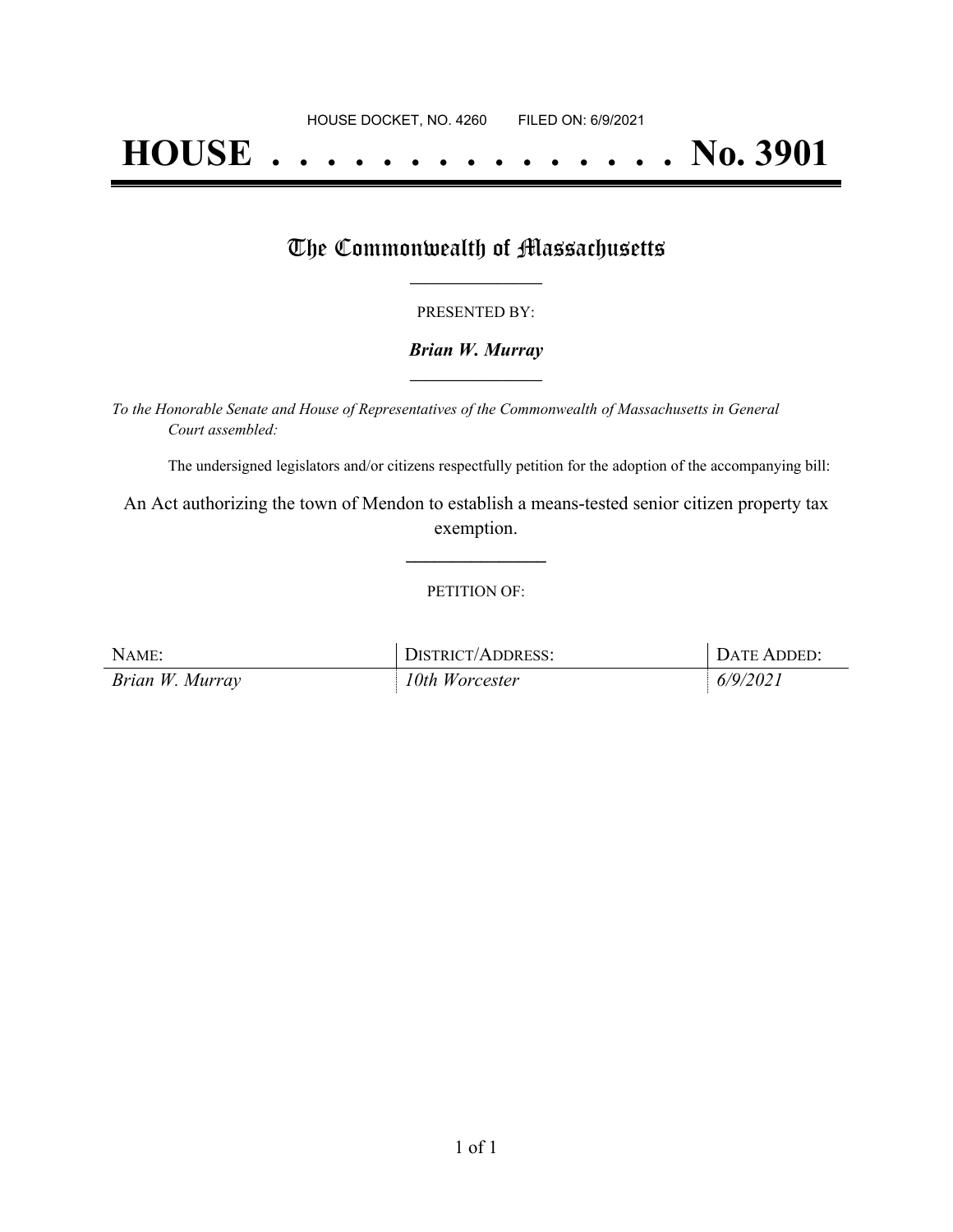HOUSE DOCKET, NO. 4260        FILED ON: 6/9/2021

# HOUSE . . . . . . . . . . . . . . . No. 3901

## The Commonwealth of Massachusetts

PRESENTED BY:

***Brian W. Murray***

*To the Honorable Senate and House of Representatives of the Commonwealth of Massachusetts in General Court assembled:*

The undersigned legislators and/or citizens respectfully petition for the adoption of the accompanying bill:

An Act authorizing the town of Mendon to establish a means-tested senior citizen property tax exemption.

PETITION OF:

| NAME: | DISTRICT/ADDRESS: | DATE ADDED: |
|---|---|---|
| *Brian W. Murray* | *10th Worcester* | *6/9/2021* |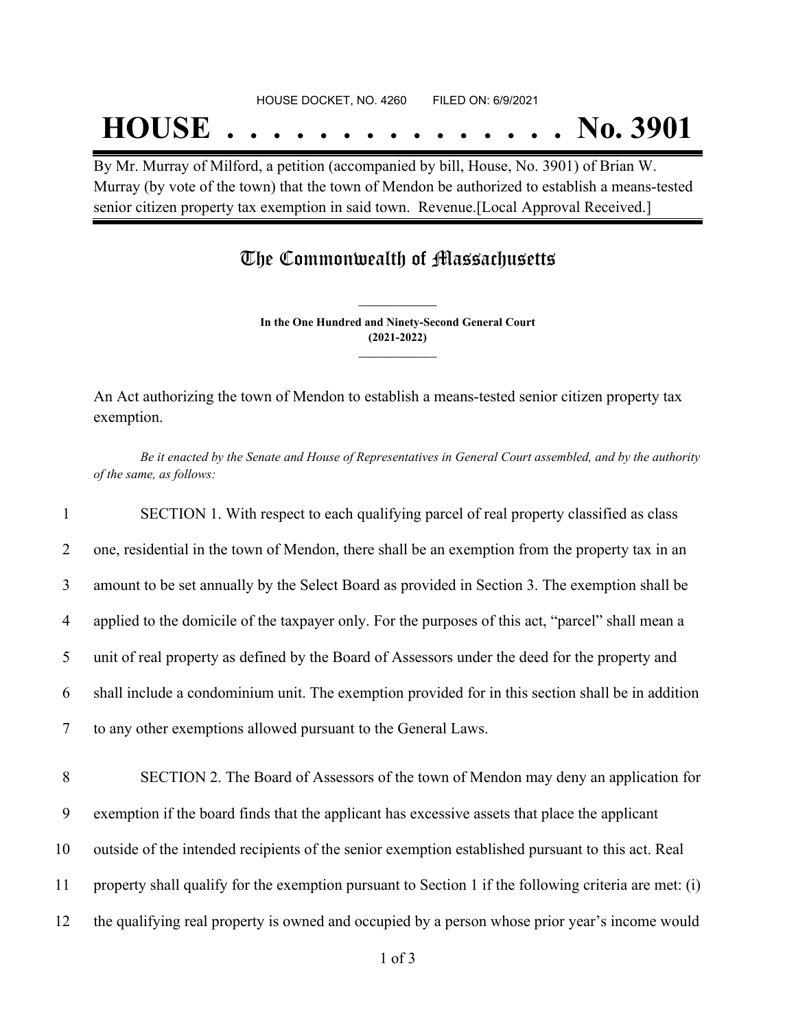HOUSE DOCKET, NO. 4260 FILED ON: 6/9/2021

# HOUSE . . . . . . . . . . . . . . . No. 3901

By Mr. Murray of Milford, a petition (accompanied by bill, House, No. 3901) of Brian W. Murray (by vote of the town) that the town of Mendon be authorized to establish a means-tested senior citizen property tax exemption in said town. Revenue.[Local Approval Received.]

## The Commonwealth of Massachusetts

**In the One Hundred and Ninety-Second General Court (2021-2022)**

An Act authorizing the town of Mendon to establish a means-tested senior citizen property tax exemption.

*Be it enacted by the Senate and House of Representatives in General Court assembled, and by the authority of the same, as follows:*

1 SECTION 1. With respect to each qualifying parcel of real property classified as class
2 one, residential in the town of Mendon, there shall be an exemption from the property tax in an
3 amount to be set annually by the Select Board as provided in Section 3. The exemption shall be
4 applied to the domicile of the taxpayer only. For the purposes of this act, "parcel" shall mean a
5 unit of real property as defined by the Board of Assessors under the deed for the property and
6 shall include a condominium unit. The exemption provided for in this section shall be in addition
7 to any other exemptions allowed pursuant to the General Laws.

8 SECTION 2. The Board of Assessors of the town of Mendon may deny an application for
9 exemption if the board finds that the applicant has excessive assets that place the applicant
10 outside of the intended recipients of the senior exemption established pursuant to this act. Real
11 property shall qualify for the exemption pursuant to Section 1 if the following criteria are met: (i)
12 the qualifying real property is owned and occupied by a person whose prior year's income would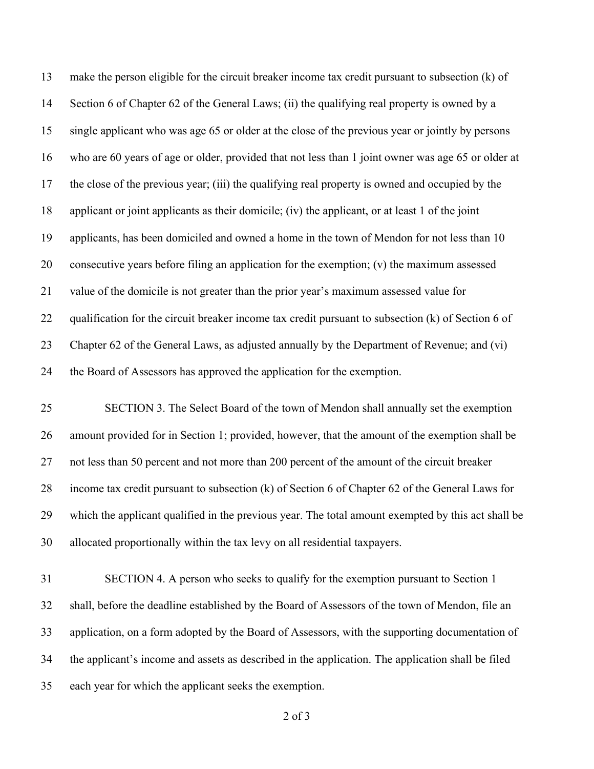make the person eligible for the circuit breaker income tax credit pursuant to subsection (k) of Section 6 of Chapter 62 of the General Laws; (ii) the qualifying real property is owned by a single applicant who was age 65 or older at the close of the previous year or jointly by persons who are 60 years of age or older, provided that not less than 1 joint owner was age 65 or older at the close of the previous year; (iii) the qualifying real property is owned and occupied by the applicant or joint applicants as their domicile; (iv) the applicant, or at least 1 of the joint applicants, has been domiciled and owned a home in the town of Mendon for not less than 10 consecutive years before filing an application for the exemption; (v) the maximum assessed value of the domicile is not greater than the prior year's maximum assessed value for qualification for the circuit breaker income tax credit pursuant to subsection (k) of Section 6 of Chapter 62 of the General Laws, as adjusted annually by the Department of Revenue; and (vi) the Board of Assessors has approved the application for the exemption.

SECTION 3. The Select Board of the town of Mendon shall annually set the exemption amount provided for in Section 1; provided, however, that the amount of the exemption shall be not less than 50 percent and not more than 200 percent of the amount of the circuit breaker income tax credit pursuant to subsection (k) of Section 6 of Chapter 62 of the General Laws for which the applicant qualified in the previous year. The total amount exempted by this act shall be allocated proportionally within the tax levy on all residential taxpayers.

SECTION 4. A person who seeks to qualify for the exemption pursuant to Section 1 shall, before the deadline established by the Board of Assessors of the town of Mendon, file an application, on a form adopted by the Board of Assessors, with the supporting documentation of the applicant's income and assets as described in the application. The application shall be filed each year for which the applicant seeks the exemption.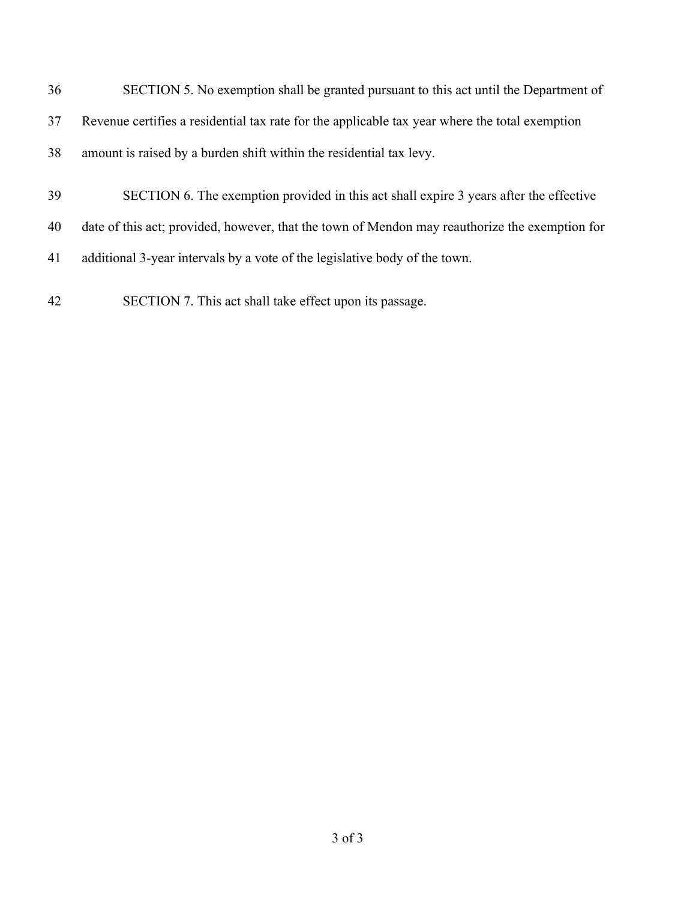SECTION 5. No exemption shall be granted pursuant to this act until the Department of Revenue certifies a residential tax rate for the applicable tax year where the total exemption amount is raised by a burden shift within the residential tax levy.

SECTION 6. The exemption provided in this act shall expire 3 years after the effective date of this act; provided, however, that the town of Mendon may reauthorize the exemption for additional 3-year intervals by a vote of the legislative body of the town.

SECTION 7. This act shall take effect upon its passage.